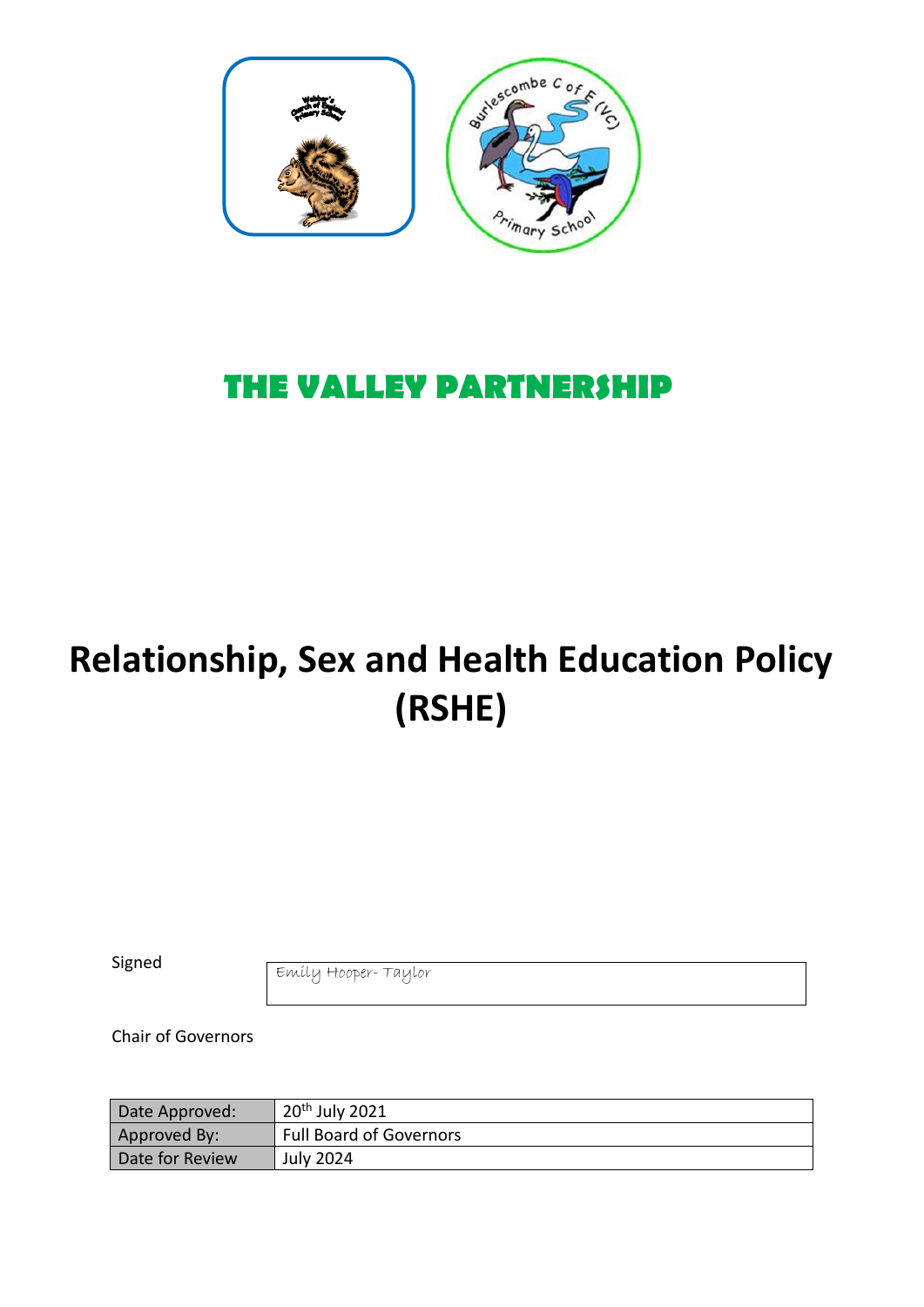# THE VALLEY PARTNERSHIP

# Relationship, Sex and Health Education Policy (RSHE)

Signed

| Emily Hooper- Taylor |
|---|

Chair of Governors

| Date Approved: | 20th July 2021 |
|---|---|
| Approved By: | Full Board of Governors |
| Date for Review | July 2024 |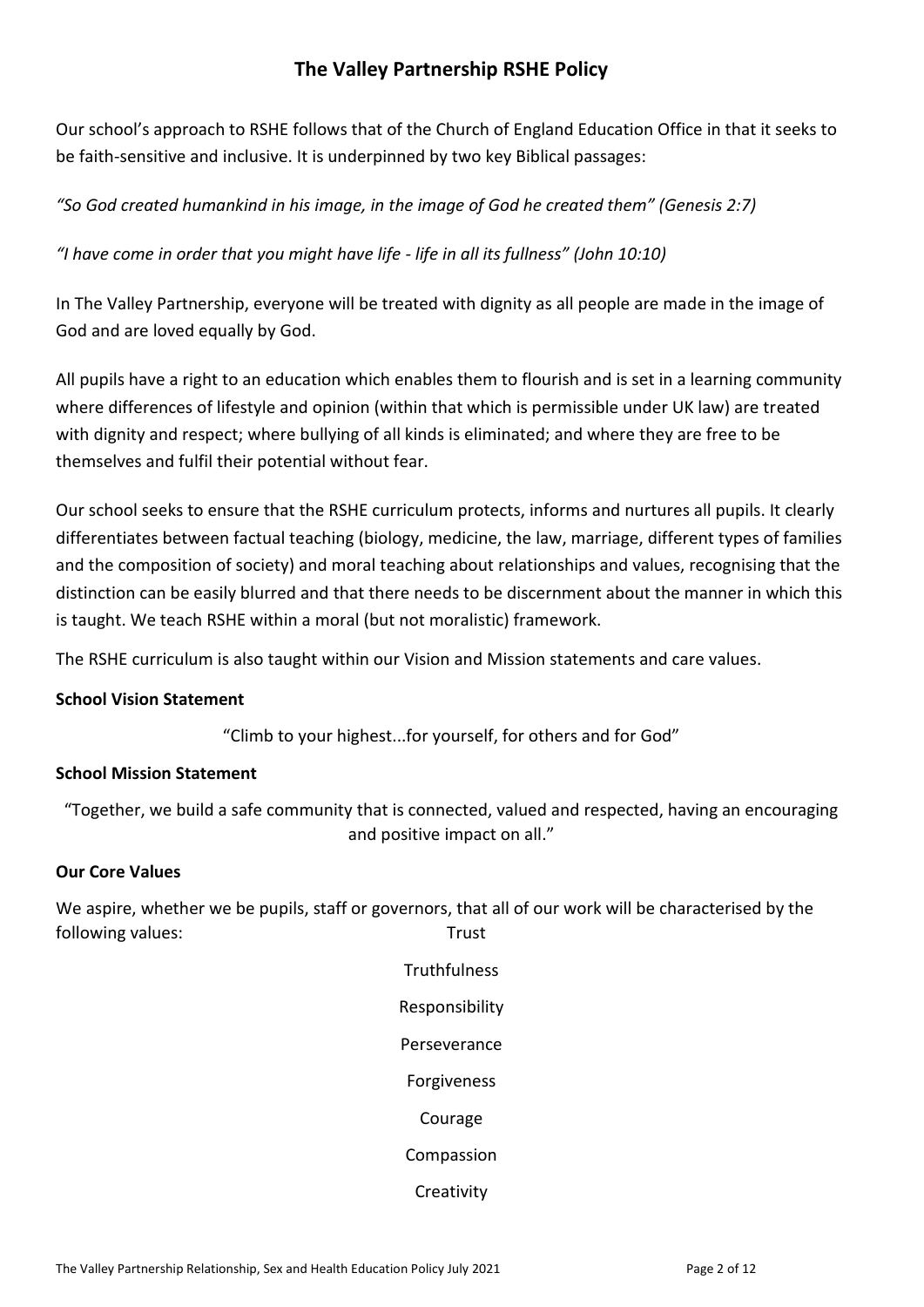# The Valley Partnership RSHE Policy

Our school's approach to RSHE follows that of the Church of England Education Office in that it seeks to be faith-sensitive and inclusive. It is underpinned by two key Biblical passages:

*"So God created humankind in his image, in the image of God he created them" (Genesis 2:7)*

*"I have come in order that you might have life - life in all its fullness" (John 10:10)*

In The Valley Partnership, everyone will be treated with dignity as all people are made in the image of God and are loved equally by God.

All pupils have a right to an education which enables them to flourish and is set in a learning community where differences of lifestyle and opinion (within that which is permissible under UK law) are treated with dignity and respect; where bullying of all kinds is eliminated; and where they are free to be themselves and fulfil their potential without fear.

Our school seeks to ensure that the RSHE curriculum protects, informs and nurtures all pupils. It clearly differentiates between factual teaching (biology, medicine, the law, marriage, different types of families and the composition of society) and moral teaching about relationships and values, recognising that the distinction can be easily blurred and that there needs to be discernment about the manner in which this is taught. We teach RSHE within a moral (but not moralistic) framework.

The RSHE curriculum is also taught within our Vision and Mission statements and care values.

**School Vision Statement**

"Climb to your highest...for yourself, for others and for God"

**School Mission Statement**

"Together, we build a safe community that is connected, valued and respected, having an encouraging and positive impact on all."

**Our Core Values**

We aspire, whether we be pupils, staff or governors, that all of our work will be characterised by the following values:

Trust

Truthfulness

Responsibility

Perseverance

Forgiveness

Courage

Compassion

Creativity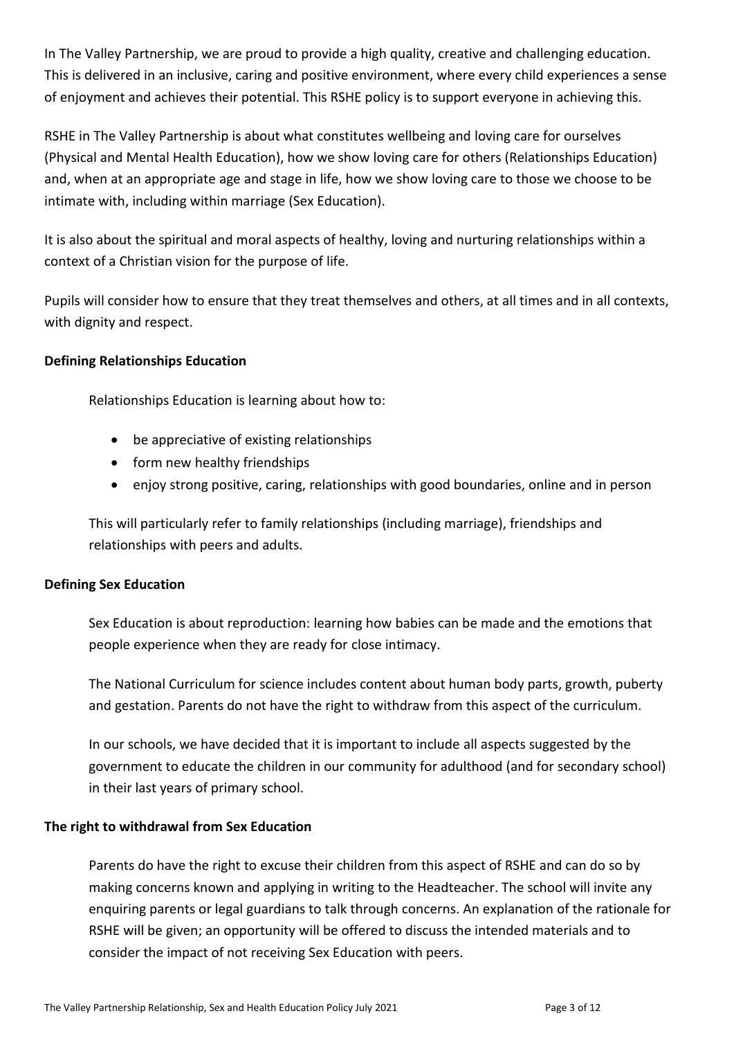In The Valley Partnership, we are proud to provide a high quality, creative and challenging education. This is delivered in an inclusive, caring and positive environment, where every child experiences a sense of enjoyment and achieves their potential. This RSHE policy is to support everyone in achieving this.

RSHE in The Valley Partnership is about what constitutes wellbeing and loving care for ourselves (Physical and Mental Health Education), how we show loving care for others (Relationships Education) and, when at an appropriate age and stage in life, how we show loving care to those we choose to be intimate with, including within marriage (Sex Education).

It is also about the spiritual and moral aspects of healthy, loving and nurturing relationships within a context of a Christian vision for the purpose of life.

Pupils will consider how to ensure that they treat themselves and others, at all times and in all contexts, with dignity and respect.

**Defining Relationships Education**

Relationships Education is learning about how to:

- be appreciative of existing relationships
- form new healthy friendships
- enjoy strong positive, caring, relationships with good boundaries, online and in person

This will particularly refer to family relationships (including marriage), friendships and relationships with peers and adults.

**Defining Sex Education**

Sex Education is about reproduction: learning how babies can be made and the emotions that people experience when they are ready for close intimacy.

The National Curriculum for science includes content about human body parts, growth, puberty and gestation. Parents do not have the right to withdraw from this aspect of the curriculum.

In our schools, we have decided that it is important to include all aspects suggested by the government to educate the children in our community for adulthood (and for secondary school) in their last years of primary school.

**The right to withdrawal from Sex Education**

Parents do have the right to excuse their children from this aspect of RSHE and can do so by making concerns known and applying in writing to the Headteacher. The school will invite any enquiring parents or legal guardians to talk through concerns. An explanation of the rationale for RSHE will be given; an opportunity will be offered to discuss the intended materials and to consider the impact of not receiving Sex Education with peers.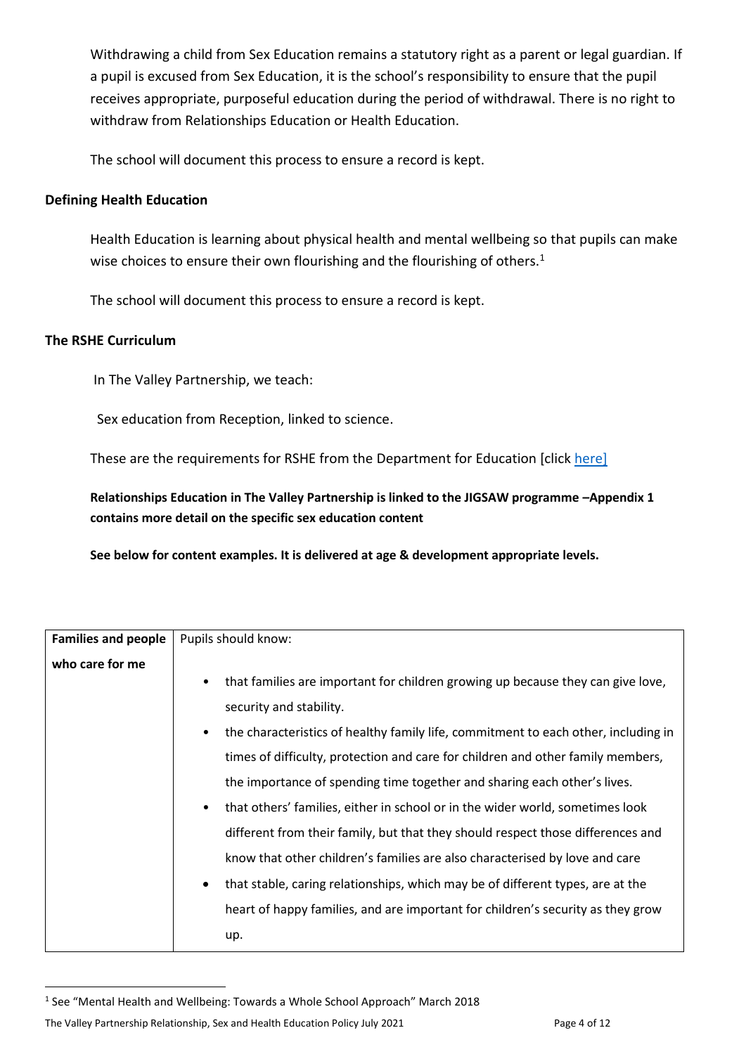Withdrawing a child from Sex Education remains a statutory right as a parent or legal guardian. If a pupil is excused from Sex Education, it is the school's responsibility to ensure that the pupil receives appropriate, purposeful education during the period of withdrawal. There is no right to withdraw from Relationships Education or Health Education.

The school will document this process to ensure a record is kept.

**Defining Health Education**

Health Education is learning about physical health and mental wellbeing so that pupils can make wise choices to ensure their own flourishing and the flourishing of others.[1]

The school will document this process to ensure a record is kept.

**The RSHE Curriculum**

In The Valley Partnership, we teach:

Sex education from Reception, linked to science.

These are the requirements for RSHE from the Department for Education [click here]

**Relationships Education in The Valley Partnership is linked to the JIGSAW programme –Appendix 1 contains more detail on the specific sex education content**

**See below for content examples. It is delivered at age & development appropriate levels.**

| **Families and people who care for me** | Pupils should know:<br>• that families are important for children growing up because they can give love, security and stability.<br>• the characteristics of healthy family life, commitment to each other, including in times of difficulty, protection and care for children and other family members, the importance of spending time together and sharing each other's lives.<br>• that others' families, either in school or in the wider world, sometimes look different from their family, but that they should respect those differences and know that other children's families are also characterised by love and care<br>• that stable, caring relationships, which may be of different types, are at the heart of happy families, and are important for children's security as they grow up. |
|---|---|

[1] See "Mental Health and Wellbeing: Towards a Whole School Approach" March 2018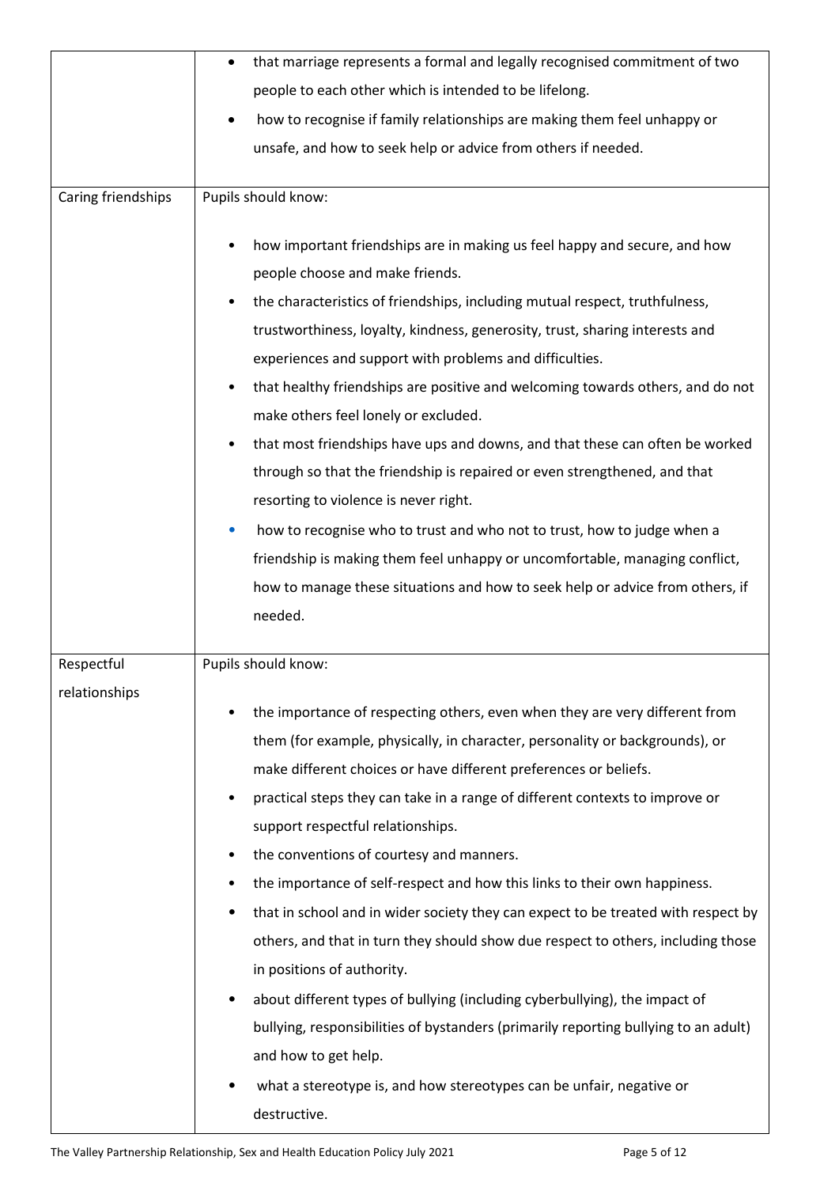| | |
|---|---|
| | • that marriage represents a formal and legally recognised commitment of two people to each other which is intended to be lifelong.<br>• how to recognise if family relationships are making them feel unhappy or unsafe, and how to seek help or advice from others if needed. |
| Caring friendships | Pupils should know:<br>• how important friendships are in making us feel happy and secure, and how people choose and make friends.<br>• the characteristics of friendships, including mutual respect, truthfulness, trustworthiness, loyalty, kindness, generosity, trust, sharing interests and experiences and support with problems and difficulties.<br>• that healthy friendships are positive and welcoming towards others, and do not make others feel lonely or excluded.<br>• that most friendships have ups and downs, and that these can often be worked through so that the friendship is repaired or even strengthened, and that resorting to violence is never right.<br>• how to recognise who to trust and who not to trust, how to judge when a friendship is making them feel unhappy or uncomfortable, managing conflict, how to manage these situations and how to seek help or advice from others, if needed. |
| Respectful relationships | Pupils should know:<br>• the importance of respecting others, even when they are very different from them (for example, physically, in character, personality or backgrounds), or make different choices or have different preferences or beliefs.<br>• practical steps they can take in a range of different contexts to improve or support respectful relationships.<br>• the conventions of courtesy and manners.<br>• the importance of self-respect and how this links to their own happiness.<br>• that in school and in wider society they can expect to be treated with respect by others, and that in turn they should show due respect to others, including those in positions of authority.<br>• about different types of bullying (including cyberbullying), the impact of bullying, responsibilities of bystanders (primarily reporting bullying to an adult) and how to get help.<br>• what a stereotype is, and how stereotypes can be unfair, negative or destructive. |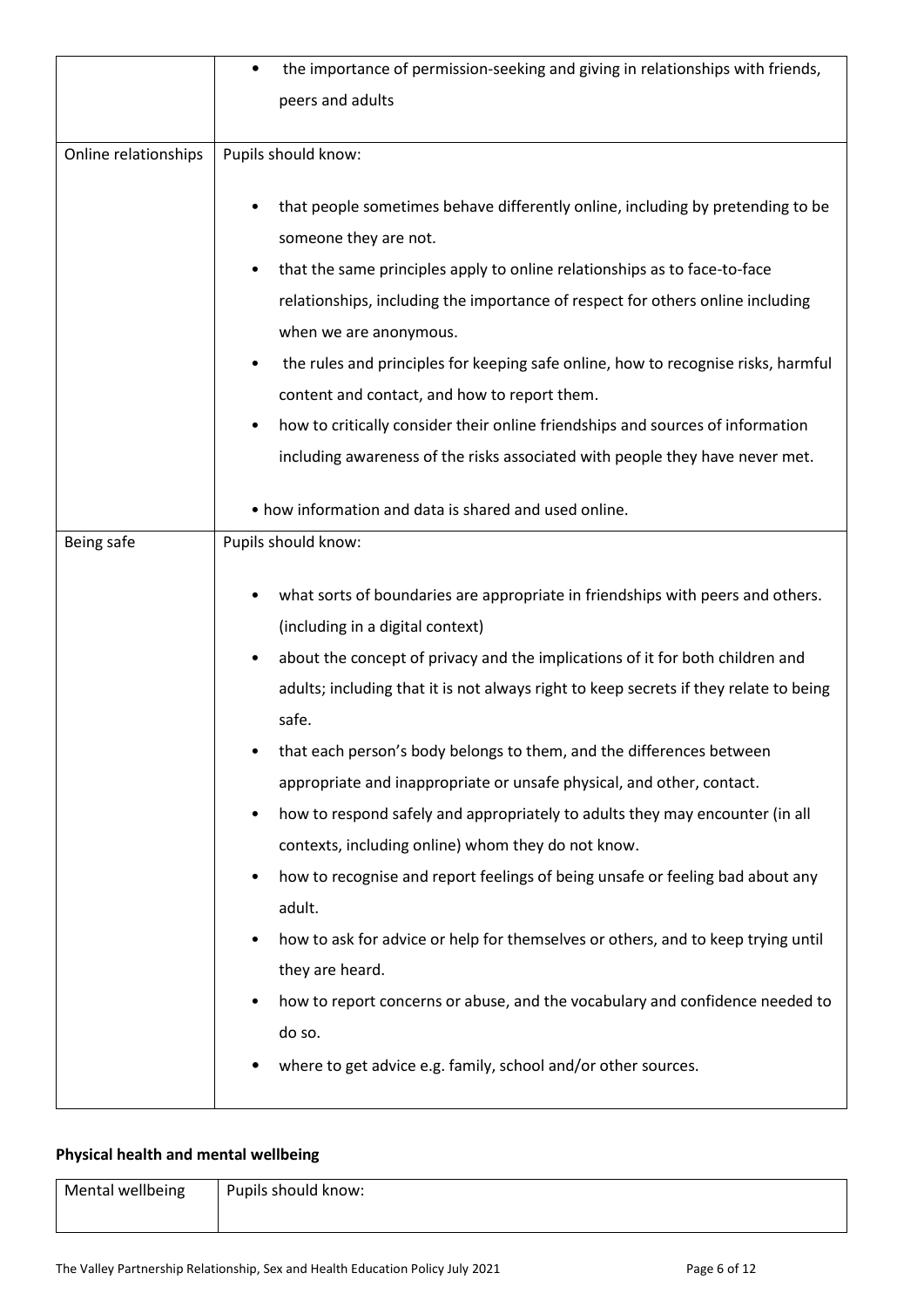| | |
|---|---|
| | • the importance of permission-seeking and giving in relationships with friends, peers and adults |
| Online relationships | Pupils should know:<br><br>• that people sometimes behave differently online, including by pretending to be someone they are not.<br>• that the same principles apply to online relationships as to face-to-face relationships, including the importance of respect for others online including when we are anonymous.<br>• the rules and principles for keeping safe online, how to recognise risks, harmful content and contact, and how to report them.<br>• how to critically consider their online friendships and sources of information including awareness of the risks associated with people they have never met.<br><br>• how information and data is shared and used online. |
| Being safe | Pupils should know:<br><br>• what sorts of boundaries are appropriate in friendships with peers and others. (including in a digital context)<br>• about the concept of privacy and the implications of it for both children and adults; including that it is not always right to keep secrets if they relate to being safe.<br>• that each person's body belongs to them, and the differences between appropriate and inappropriate or unsafe physical, and other, contact.<br>• how to respond safely and appropriately to adults they may encounter (in all contexts, including online) whom they do not know.<br>• how to recognise and report feelings of being unsafe or feeling bad about any adult.<br>• how to ask for advice or help for themselves or others, and to keep trying until they are heard.<br>• how to report concerns or abuse, and the vocabulary and confidence needed to do so.<br>• where to get advice e.g. family, school and/or other sources. |

**Physical health and mental wellbeing**

| | |
|---|---|
| Mental wellbeing | Pupils should know: |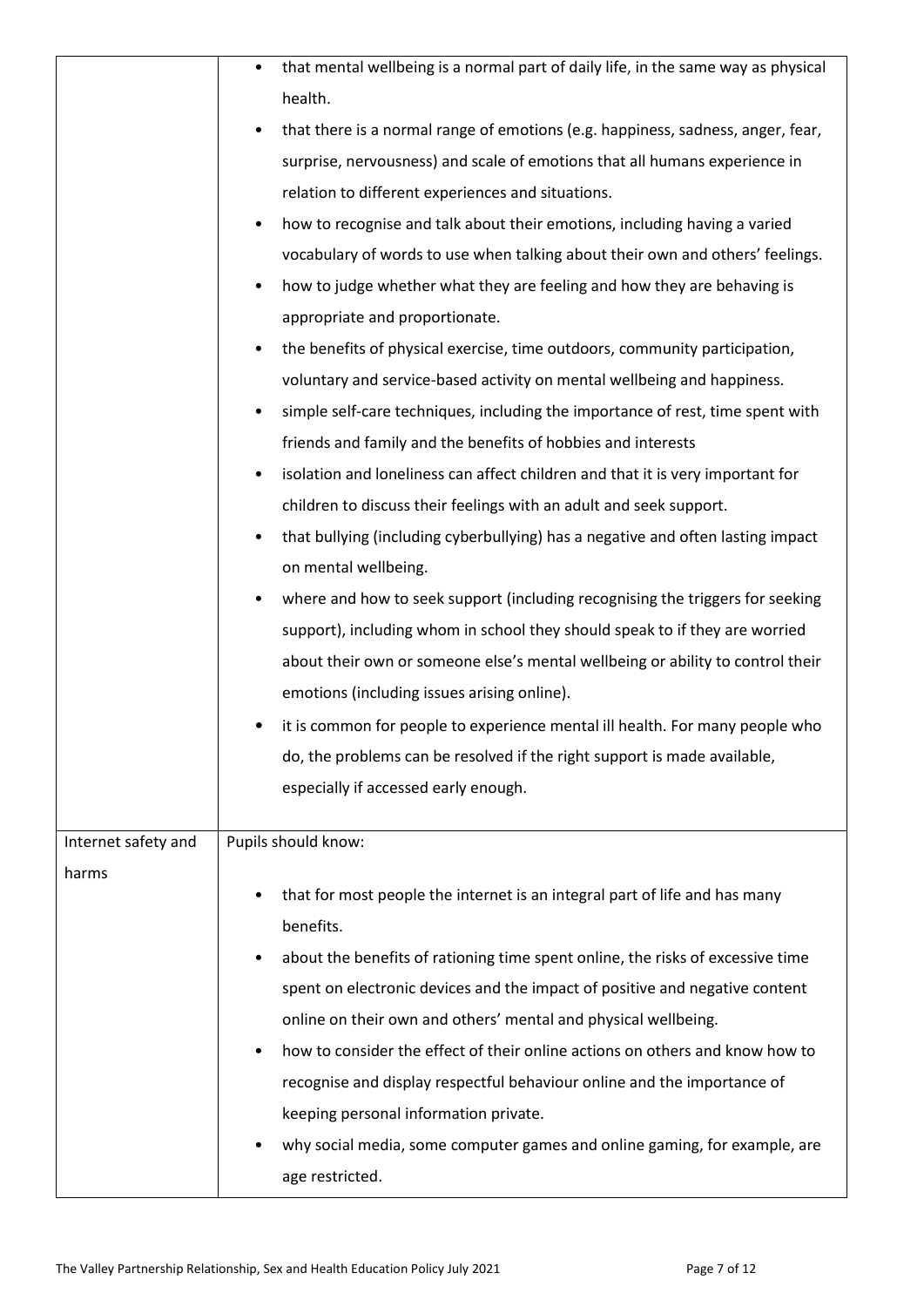| | |
|---|---|
| | • that mental wellbeing is a normal part of daily life, in the same way as physical health.<br>• that there is a normal range of emotions (e.g. happiness, sadness, anger, fear, surprise, nervousness) and scale of emotions that all humans experience in relation to different experiences and situations.<br>• how to recognise and talk about their emotions, including having a varied vocabulary of words to use when talking about their own and others' feelings.<br>• how to judge whether what they are feeling and how they are behaving is appropriate and proportionate.<br>• the benefits of physical exercise, time outdoors, community participation, voluntary and service-based activity on mental wellbeing and happiness.<br>• simple self-care techniques, including the importance of rest, time spent with friends and family and the benefits of hobbies and interests<br>• isolation and loneliness can affect children and that it is very important for children to discuss their feelings with an adult and seek support.<br>• that bullying (including cyberbullying) has a negative and often lasting impact on mental wellbeing.<br>• where and how to seek support (including recognising the triggers for seeking support), including whom in school they should speak to if they are worried about their own or someone else's mental wellbeing or ability to control their emotions (including issues arising online).<br>• it is common for people to experience mental ill health. For many people who do, the problems can be resolved if the right support is made available, especially if accessed early enough. |
| Internet safety and harms | Pupils should know:<br>• that for most people the internet is an integral part of life and has many benefits.<br>• about the benefits of rationing time spent online, the risks of excessive time spent on electronic devices and the impact of positive and negative content online on their own and others' mental and physical wellbeing.<br>• how to consider the effect of their online actions on others and know how to recognise and display respectful behaviour online and the importance of keeping personal information private.<br>• why social media, some computer games and online gaming, for example, are age restricted. |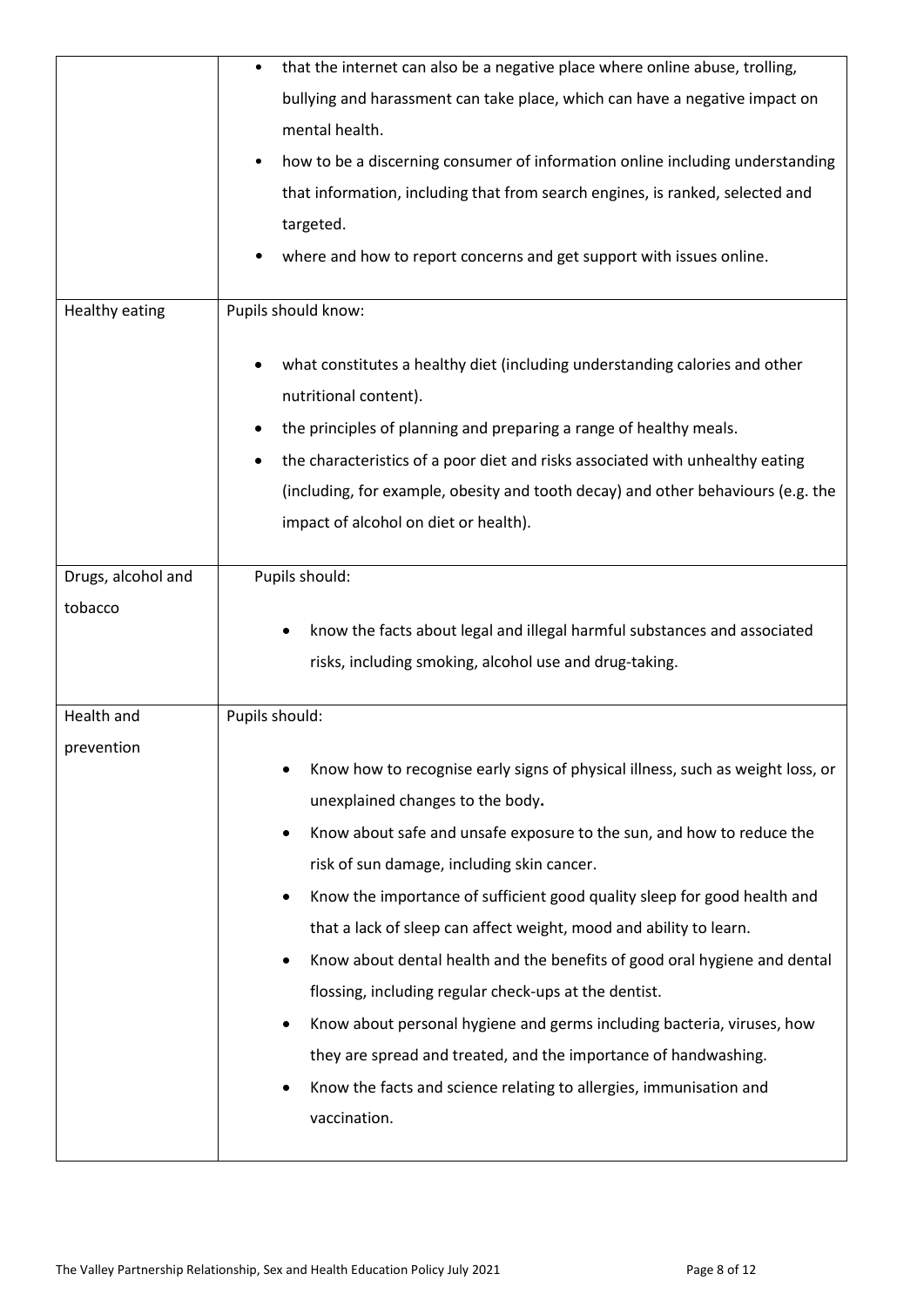| | |
|---|---|
| | • that the internet can also be a negative place where online abuse, trolling, bullying and harassment can take place, which can have a negative impact on mental health.<br>• how to be a discerning consumer of information online including understanding that information, including that from search engines, is ranked, selected and targeted.<br>• where and how to report concerns and get support with issues online. |
| Healthy eating | Pupils should know:<br><br>• what constitutes a healthy diet (including understanding calories and other nutritional content).<br>• the principles of planning and preparing a range of healthy meals.<br>• the characteristics of a poor diet and risks associated with unhealthy eating (including, for example, obesity and tooth decay) and other behaviours (e.g. the impact of alcohol on diet or health). |
| Drugs, alcohol and tobacco | Pupils should:<br><br>• know the facts about legal and illegal harmful substances and associated risks, including smoking, alcohol use and drug-taking. |
| Health and prevention | Pupils should:<br><br>• Know how to recognise early signs of physical illness, such as weight loss, or unexplained changes to the body**.**<br>• Know about safe and unsafe exposure to the sun, and how to reduce the risk of sun damage, including skin cancer.<br>• Know the importance of sufficient good quality sleep for good health and that a lack of sleep can affect weight, mood and ability to learn.<br>• Know about dental health and the benefits of good oral hygiene and dental flossing, including regular check-ups at the dentist.<br>• Know about personal hygiene and germs including bacteria, viruses, how they are spread and treated, and the importance of handwashing.<br>• Know the facts and science relating to allergies, immunisation and vaccination. |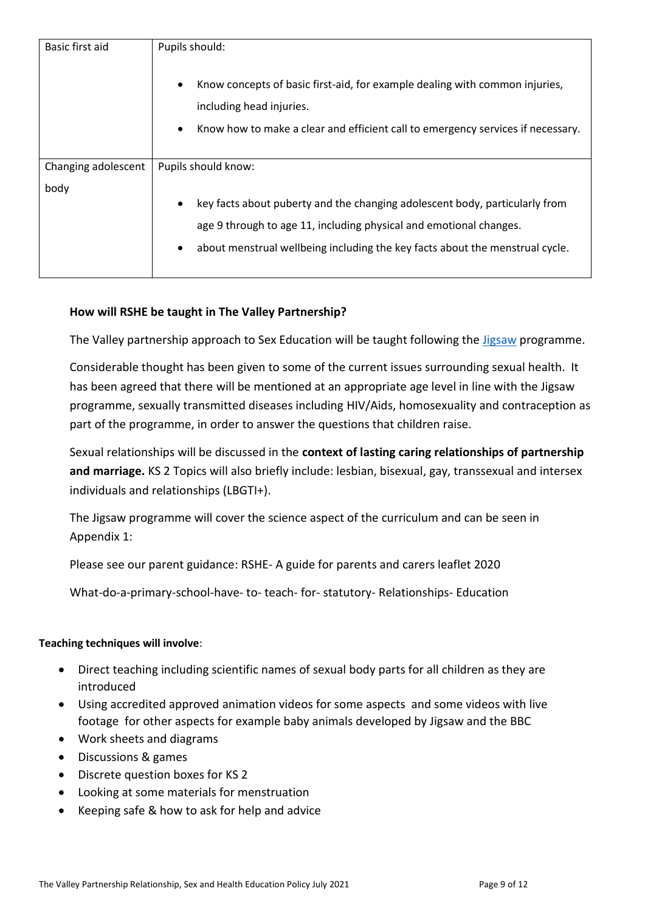| Basic first aid | Pupils should:<br><br>• Know concepts of basic first-aid, for example dealing with common injuries, including head injuries.<br>• Know how to make a clear and efficient call to emergency services if necessary. |
|---|---|
| Changing adolescent body | Pupils should know:<br><br>• key facts about puberty and the changing adolescent body, particularly from age 9 through to age 11, including physical and emotional changes.<br>• about menstrual wellbeing including the key facts about the menstrual cycle. |

**How will RSHE be taught in The Valley Partnership?**

The Valley partnership approach to Sex Education will be taught following the Jigsaw programme.

Considerable thought has been given to some of the current issues surrounding sexual health. It has been agreed that there will be mentioned at an appropriate age level in line with the Jigsaw programme, sexually transmitted diseases including HIV/Aids, homosexuality and contraception as part of the programme, in order to answer the questions that children raise.

Sexual relationships will be discussed in the **context of lasting caring relationships of partnership and marriage.** KS 2 Topics will also briefly include: lesbian, bisexual, gay, transsexual and intersex individuals and relationships (LBGTI+).

The Jigsaw programme will cover the science aspect of the curriculum and can be seen in Appendix 1:

Please see our parent guidance: RSHE- A guide for parents and carers leaflet 2020

What-do-a-primary-school-have- to- teach- for- statutory- Relationships- Education

**Teaching techniques will involve**:

- Direct teaching including scientific names of sexual body parts for all children as they are introduced
- Using accredited approved animation videos for some aspects and some videos with live footage for other aspects for example baby animals developed by Jigsaw and the BBC
- Work sheets and diagrams
- Discussions & games
- Discrete question boxes for KS 2
- Looking at some materials for menstruation
- Keeping safe & how to ask for help and advice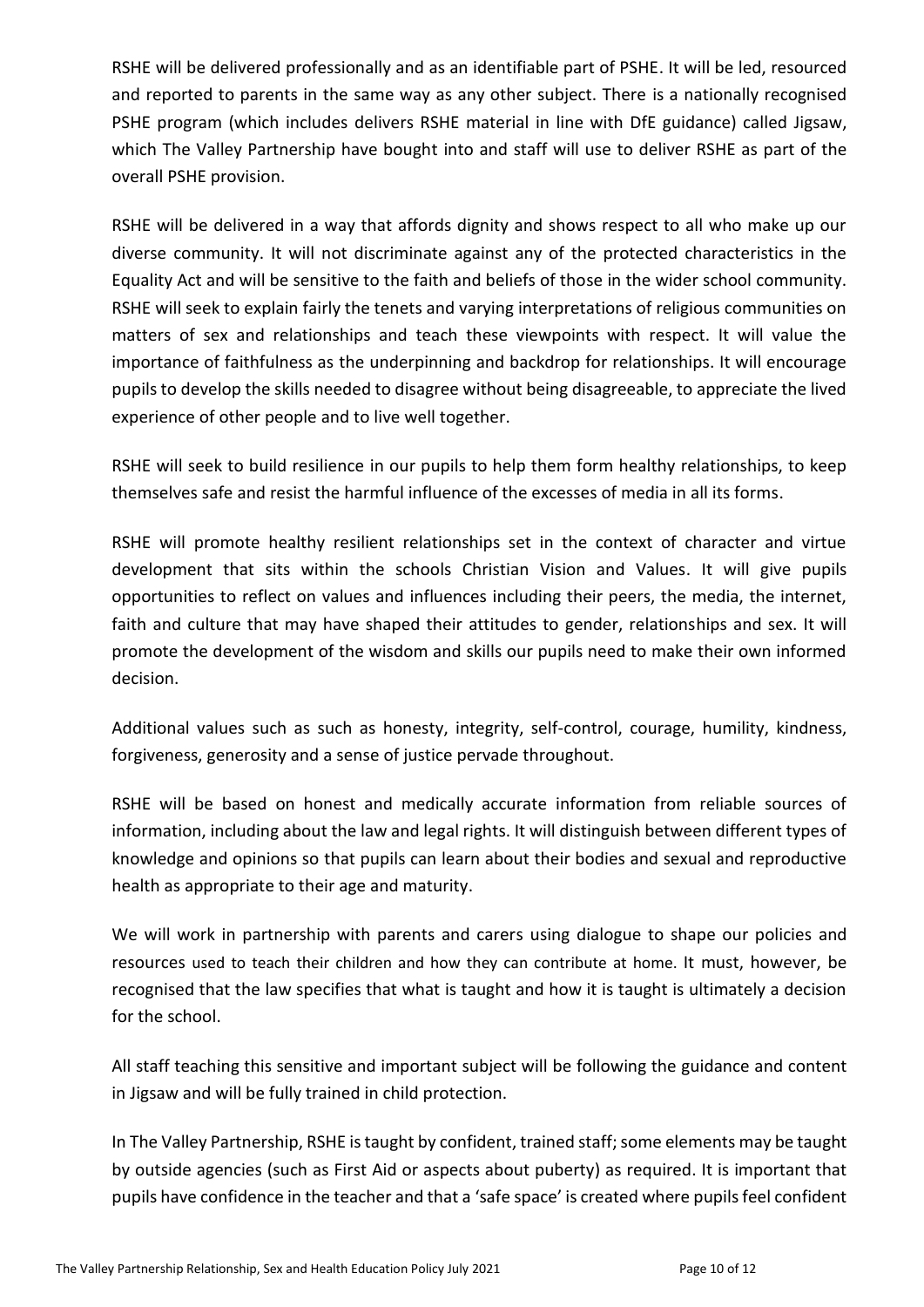RSHE will be delivered professionally and as an identifiable part of PSHE. It will be led, resourced and reported to parents in the same way as any other subject. There is a nationally recognised PSHE program (which includes delivers RSHE material in line with DfE guidance) called Jigsaw, which The Valley Partnership have bought into and staff will use to deliver RSHE as part of the overall PSHE provision.

RSHE will be delivered in a way that affords dignity and shows respect to all who make up our diverse community. It will not discriminate against any of the protected characteristics in the Equality Act and will be sensitive to the faith and beliefs of those in the wider school community. RSHE will seek to explain fairly the tenets and varying interpretations of religious communities on matters of sex and relationships and teach these viewpoints with respect. It will value the importance of faithfulness as the underpinning and backdrop for relationships. It will encourage pupils to develop the skills needed to disagree without being disagreeable, to appreciate the lived experience of other people and to live well together.

RSHE will seek to build resilience in our pupils to help them form healthy relationships, to keep themselves safe and resist the harmful influence of the excesses of media in all its forms.

RSHE will promote healthy resilient relationships set in the context of character and virtue development that sits within the schools Christian Vision and Values. It will give pupils opportunities to reflect on values and influences including their peers, the media, the internet, faith and culture that may have shaped their attitudes to gender, relationships and sex. It will promote the development of the wisdom and skills our pupils need to make their own informed decision.

Additional values such as such as honesty, integrity, self-control, courage, humility, kindness, forgiveness, generosity and a sense of justice pervade throughout.

RSHE will be based on honest and medically accurate information from reliable sources of information, including about the law and legal rights. It will distinguish between different types of knowledge and opinions so that pupils can learn about their bodies and sexual and reproductive health as appropriate to their age and maturity.

We will work in partnership with parents and carers using dialogue to shape our policies and resources used to teach their children and how they can contribute at home. It must, however, be recognised that the law specifies that what is taught and how it is taught is ultimately a decision for the school.

All staff teaching this sensitive and important subject will be following the guidance and content in Jigsaw and will be fully trained in child protection.

In The Valley Partnership, RSHE is taught by confident, trained staff; some elements may be taught by outside agencies (such as First Aid or aspects about puberty) as required. It is important that pupils have confidence in the teacher and that a 'safe space' is created where pupils feel confident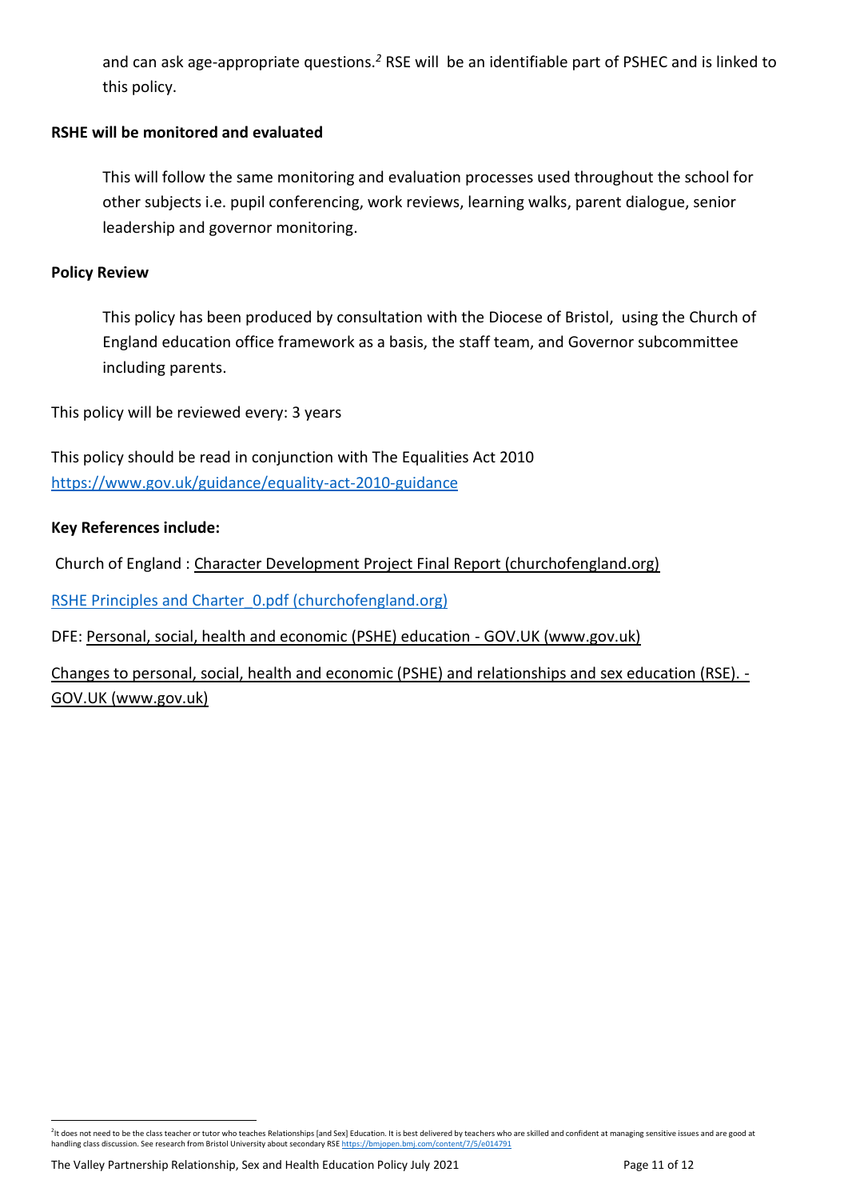and can ask age-appropriate questions.[2] RSE will be an identifiable part of PSHEC and is linked to this policy.

**RSHE will be monitored and evaluated**

This will follow the same monitoring and evaluation processes used throughout the school for other subjects i.e. pupil conferencing, work reviews, learning walks, parent dialogue, senior leadership and governor monitoring.

**Policy Review**

This policy has been produced by consultation with the Diocese of Bristol, using the Church of England education office framework as a basis, the staff team, and Governor subcommittee including parents.

This policy will be reviewed every: 3 years

This policy should be read in conjunction with The Equalities Act 2010 https://www.gov.uk/guidance/equality-act-2010-guidance

**Key References include:**

Church of England : Character Development Project Final Report (churchofengland.org)

RSHE Principles and Charter_0.pdf (churchofengland.org)

DFE: Personal, social, health and economic (PSHE) education - GOV.UK (www.gov.uk)

Changes to personal, social, health and economic (PSHE) and relationships and sex education (RSE). - GOV.UK (www.gov.uk)

---

[2] It does not need to be the class teacher or tutor who teaches Relationships [and Sex] Education. It is best delivered by teachers who are skilled and confident at managing sensitive issues and are good at handling class discussion. See research from Bristol University about secondary RSE https://bmjopen.bmj.com/content/7/5/e014791

The Valley Partnership Relationship, Sex and Health Education Policy July 2021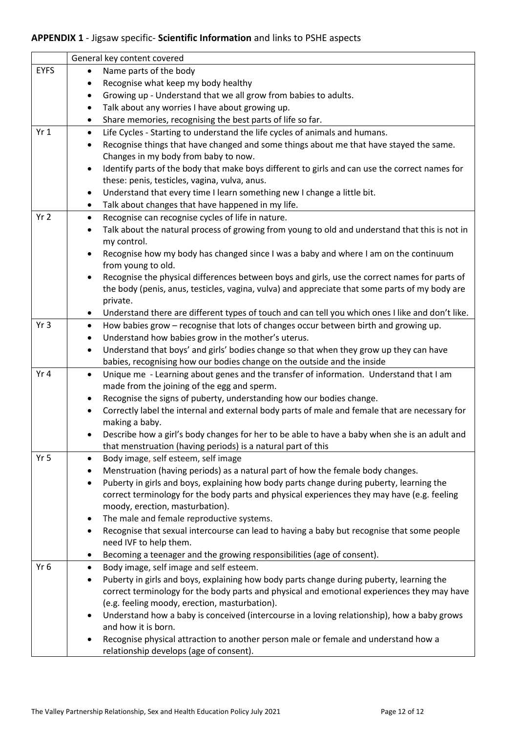**APPENDIX 1** - Jigsaw specific- **Scientific Information** and links to PSHE aspects

| | General key content covered |
|---|---|
| EYFS | • Name parts of the body<br>• Recognise what keep my body healthy<br>• Growing up - Understand that we all grow from babies to adults.<br>• Talk about any worries I have about growing up.<br>• Share memories, recognising the best parts of life so far. |
| Yr 1 | • Life Cycles - Starting to understand the life cycles of animals and humans.<br>• Recognise things that have changed and some things about me that have stayed the same. Changes in my body from baby to now.<br>• Identify parts of the body that make boys different to girls and can use the correct names for these: penis, testicles, vagina, vulva, anus.<br>• Understand that every time I learn something new I change a little bit.<br>• Talk about changes that have happened in my life. |
| Yr 2 | • Recognise can recognise cycles of life in nature.<br>• Talk about the natural process of growing from young to old and understand that this is not in my control.<br>• Recognise how my body has changed since I was a baby and where I am on the continuum from young to old.<br>• Recognise the physical differences between boys and girls, use the correct names for parts of the body (penis, anus, testicles, vagina, vulva) and appreciate that some parts of my body are private.<br>• Understand there are different types of touch and can tell you which ones I like and don't like. |
| Yr 3 | • How babies grow – recognise that lots of changes occur between birth and growing up.<br>• Understand how babies grow in the mother's uterus.<br>• Understand that boys' and girls' bodies change so that when they grow up they can have babies, recognising how our bodies change on the outside and the inside |
| Yr 4 | • Unique me - Learning about genes and the transfer of information. Understand that I am made from the joining of the egg and sperm.<br>• Recognise the signs of puberty, understanding how our bodies change.<br>• Correctly label the internal and external body parts of male and female that are necessary for making a baby.<br>• Describe how a girl's body changes for her to be able to have a baby when she is an adult and that menstruation (having periods) is a natural part of this |
| Yr 5 | • Body image, self esteem, self image<br>• Menstruation (having periods) as a natural part of how the female body changes.<br>• Puberty in girls and boys, explaining how body parts change during puberty, learning the correct terminology for the body parts and physical experiences they may have (e.g. feeling moody, erection, masturbation).<br>• The male and female reproductive systems.<br>• Recognise that sexual intercourse can lead to having a baby but recognise that some people need IVF to help them.<br>• Becoming a teenager and the growing responsibilities (age of consent). |
| Yr 6 | • Body image, self image and self esteem.<br>• Puberty in girls and boys, explaining how body parts change during puberty, learning the correct terminology for the body parts and physical and emotional experiences they may have (e.g. feeling moody, erection, masturbation).<br>• Understand how a baby is conceived (intercourse in a loving relationship), how a baby grows and how it is born.<br>• Recognise physical attraction to another person male or female and understand how a relationship develops (age of consent). |